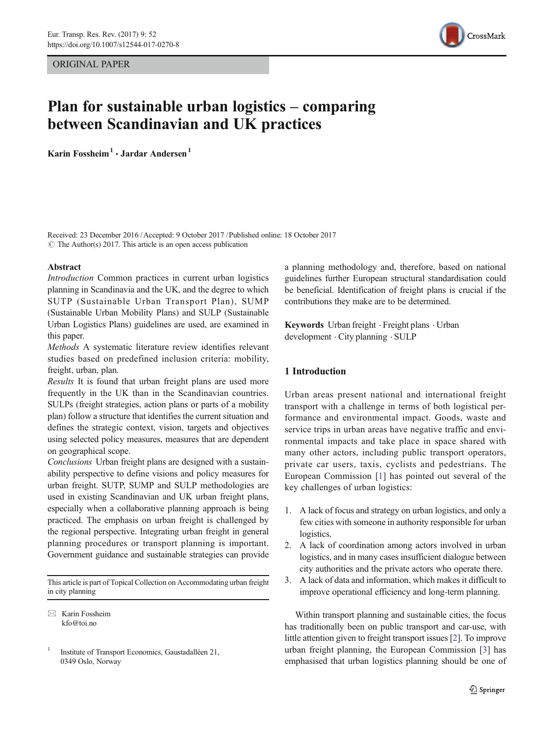ORIGINAL PAPER

# Plan for sustainable urban logistics – comparing between Scandinavian and UK practices

**Karin Fossheim** [1] · **Jardar Andersen** [1]

Received: 23 December 2016 / Accepted: 9 October 2017 / Published online: 18 October 2017
© The Author(s) 2017. This article is an open access publication

## Abstract

*Introduction* Common practices in current urban logistics planning in Scandinavia and the UK, and the degree to which SUTP (Sustainable Urban Transport Plan), SUMP (Sustainable Urban Mobility Plans) and SULP (Sustainable Urban Logistics Plans) guidelines are used, are examined in this paper.

*Methods* A systematic literature review identifies relevant studies based on predefined inclusion criteria: mobility, freight, urban, plan.

*Results* It is found that urban freight plans are used more frequently in the UK than in the Scandinavian countries. SULPs (freight strategies, action plans or parts of a mobility plan) follow a structure that identifies the current situation and defines the strategic context, vision, targets and objectives using selected policy measures, measures that are dependent on geographical scope.

*Conclusions* Urban freight plans are designed with a sustainability perspective to define visions and policy measures for urban freight. SUTP, SUMP and SULP methodologies are used in existing Scandinavian and UK urban freight plans, especially when a collaborative planning approach is being practiced. The emphasis on urban freight is challenged by the regional perspective. Integrating urban freight in general planning procedures or transport planning is important. Government guidance and sustainable strategies can provide a planning methodology and, therefore, based on national guidelines further European structural standardisation could be beneficial. Identification of freight plans is crucial if the contributions they make are to be determined.

**Keywords** Urban freight · Freight plans · Urban development · City planning · SULP

This article is part of Topical Collection on Accommodating urban freight in city planning

✉ Karin Fossheim
kfo@toi.no

[1] Institute of Transport Economics, Gaustadalléen 21, 0349 Oslo, Norway

## 1 Introduction

Urban areas present national and international freight transport with a challenge in terms of both logistical performance and environmental impact. Goods, waste and service trips in urban areas have negative traffic and environmental impacts and take place in space shared with many other actors, including public transport operators, private car users, taxis, cyclists and pedestrians. The European Commission [1] has pointed out several of the key challenges of urban logistics:

1. A lack of focus and strategy on urban logistics, and only a few cities with someone in authority responsible for urban logistics.
2. A lack of coordination among actors involved in urban logistics, and in many cases insufficient dialogue between city authorities and the private actors who operate there.
3. A lack of data and information, which makes it difficult to improve operational efficiency and long-term planning.

Within transport planning and sustainable cities, the focus has traditionally been on public transport and car-use, with little attention given to freight transport issues [2]. To improve urban freight planning, the European Commission [3] has emphasised that urban logistics planning should be one of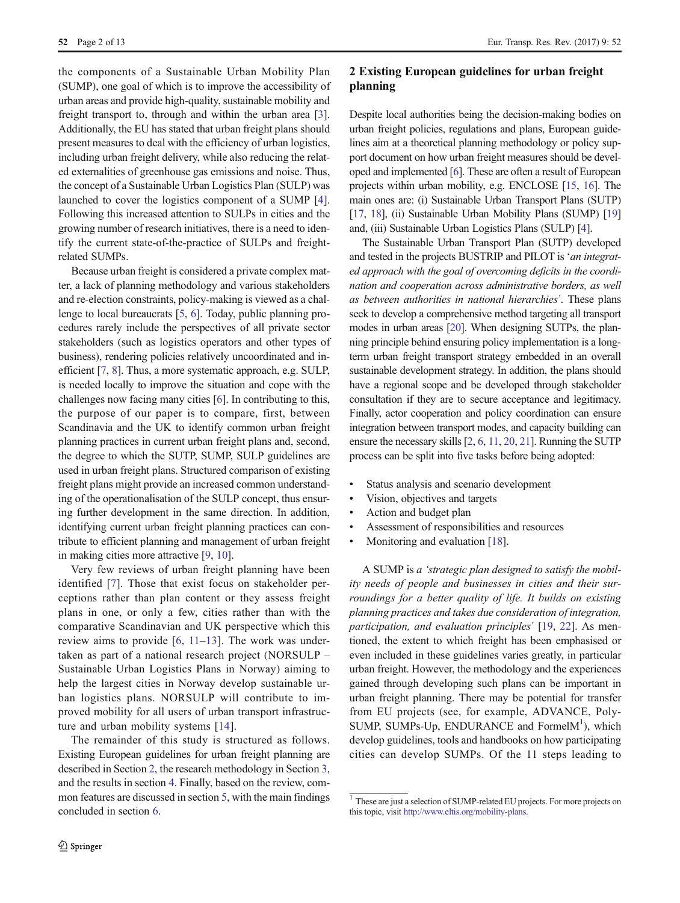the components of a Sustainable Urban Mobility Plan (SUMP), one goal of which is to improve the accessibility of urban areas and provide high-quality, sustainable mobility and freight transport to, through and within the urban area [3]. Additionally, the EU has stated that urban freight plans should present measures to deal with the efficiency of urban logistics, including urban freight delivery, while also reducing the related externalities of greenhouse gas emissions and noise. Thus, the concept of a Sustainable Urban Logistics Plan (SULP) was launched to cover the logistics component of a SUMP [4]. Following this increased attention to SULPs in cities and the growing number of research initiatives, there is a need to identify the current state-of-the-practice of SULPs and freight-related SUMPs.

Because urban freight is considered a private complex matter, a lack of planning methodology and various stakeholders and re-election constraints, policy-making is viewed as a challenge to local bureaucrats [5, 6]. Today, public planning procedures rarely include the perspectives of all private sector stakeholders (such as logistics operators and other types of business), rendering policies relatively uncoordinated and inefficient [7, 8]. Thus, a more systematic approach, e.g. SULP, is needed locally to improve the situation and cope with the challenges now facing many cities [6]. In contributing to this, the purpose of our paper is to compare, first, between Scandinavia and the UK to identify common urban freight planning practices in current urban freight plans and, second, the degree to which the SUTP, SUMP, SULP guidelines are used in urban freight plans. Structured comparison of existing freight plans might provide an increased common understanding of the operationalisation of the SULP concept, thus ensuring further development in the same direction. In addition, identifying current urban freight planning practices can contribute to efficient planning and management of urban freight in making cities more attractive [9, 10].

Very few reviews of urban freight planning have been identified [7]. Those that exist focus on stakeholder perceptions rather than plan content or they assess freight plans in one, or only a few, cities rather than with the comparative Scandinavian and UK perspective which this review aims to provide [6, 11–13]. The work was undertaken as part of a national research project (NORSULP – Sustainable Urban Logistics Plans in Norway) aiming to help the largest cities in Norway develop sustainable urban logistics plans. NORSULP will contribute to improved mobility for all users of urban transport infrastructure and urban mobility systems [14].

The remainder of this study is structured as follows. Existing European guidelines for urban freight planning are described in Section 2, the research methodology in Section 3, and the results in section 4. Finally, based on the review, common features are discussed in section 5, with the main findings concluded in section 6.

## 2 Existing European guidelines for urban freight planning

Despite local authorities being the decision-making bodies on urban freight policies, regulations and plans, European guidelines aim at a theoretical planning methodology or policy support document on how urban freight measures should be developed and implemented [6]. These are often a result of European projects within urban mobility, e.g. ENCLOSE [15, 16]. The main ones are: (i) Sustainable Urban Transport Plans (SUTP) [17, 18], (ii) Sustainable Urban Mobility Plans (SUMP) [19] and, (iii) Sustainable Urban Logistics Plans (SULP) [4].

The Sustainable Urban Transport Plan (SUTP) developed and tested in the projects BUSTRIP and PILOT is '*an integrated approach with the goal of overcoming deficits in the coordination and cooperation across administrative borders, as well as between authorities in national hierarchies*'. These plans seek to develop a comprehensive method targeting all transport modes in urban areas [20]. When designing SUTPs, the planning principle behind ensuring policy implementation is a long-term urban freight transport strategy embedded in an overall sustainable development strategy. In addition, the plans should have a regional scope and be developed through stakeholder consultation if they are to secure acceptance and legitimacy. Finally, actor cooperation and policy coordination can ensure integration between transport modes, and capacity building can ensure the necessary skills [2, 6, 11, 20, 21]. Running the SUTP process can be split into five tasks before being adopted:

- Status analysis and scenario development
- Vision, objectives and targets
- Action and budget plan
- Assessment of responsibilities and resources
- Monitoring and evaluation [18].

A SUMP is *a 'strategic plan designed to satisfy the mobility needs of people and businesses in cities and their surroundings for a better quality of life. It builds on existing planning practices and takes due consideration of integration, participation, and evaluation principles'* [19, 22]. As mentioned, the extent to which freight has been emphasised or even included in these guidelines varies greatly, in particular urban freight. However, the methodology and the experiences gained through developing such plans can be important in urban freight planning. There may be potential for transfer from EU projects (see, for example, ADVANCE, Poly-SUMP, SUMPs-Up, ENDURANCE and FormelM[1]), which develop guidelines, tools and handbooks on how participating cities can develop SUMPs. Of the 11 steps leading to

[1] These are just a selection of SUMP-related EU projects. For more projects on this topic, visit http://www.eltis.org/mobility-plans.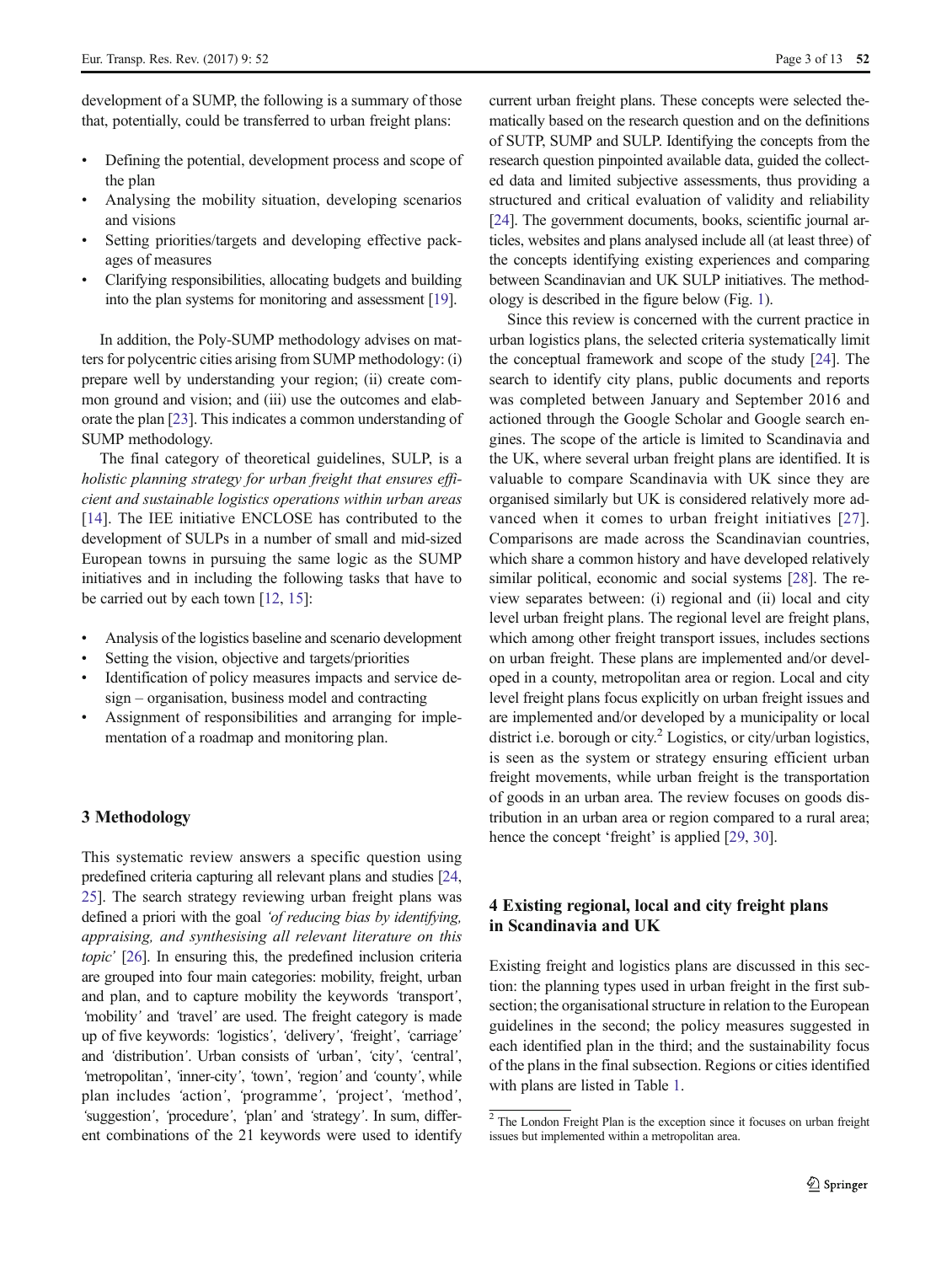development of a SUMP, the following is a summary of those that, potentially, could be transferred to urban freight plans:

- Defining the potential, development process and scope of the plan
- Analysing the mobility situation, developing scenarios and visions
- Setting priorities/targets and developing effective packages of measures
- Clarifying responsibilities, allocating budgets and building into the plan systems for monitoring and assessment [19].

In addition, the Poly-SUMP methodology advises on matters for polycentric cities arising from SUMP methodology: (i) prepare well by understanding your region; (ii) create common ground and vision; and (iii) use the outcomes and elaborate the plan [23]. This indicates a common understanding of SUMP methodology.

The final category of theoretical guidelines, SULP, is a *holistic planning strategy for urban freight that ensures efficient and sustainable logistics operations within urban areas* [14]. The IEE initiative ENCLOSE has contributed to the development of SULPs in a number of small and mid-sized European towns in pursuing the same logic as the SUMP initiatives and in including the following tasks that have to be carried out by each town [12, 15]:

- Analysis of the logistics baseline and scenario development
- Setting the vision, objective and targets/priorities
- Identification of policy measures impacts and service design – organisation, business model and contracting
- Assignment of responsibilities and arranging for implementation of a roadmap and monitoring plan.

## 3 Methodology

This systematic review answers a specific question using predefined criteria capturing all relevant plans and studies [24, 25]. The search strategy reviewing urban freight plans was defined a priori with the goal *'of reducing bias by identifying, appraising, and synthesising all relevant literature on this topic'* [26]. In ensuring this, the predefined inclusion criteria are grouped into four main categories: mobility, freight, urban and plan, and to capture mobility the keywords *'transport'*, *'mobility'* and *'travel'* are used. The freight category is made up of five keywords: *'logistics'*, *'delivery'*, *'freight'*, *'carriage'* and *'distribution'*. Urban consists of *'urban'*, *'city'*, *'central'*, *'metropolitan'*, *'inner-city'*, *'town'*, *'region'* and *'county'*, while plan includes *'action'*, *'programme'*, *'project'*, *'method'*, *'suggestion'*, *'procedure'*, *'plan'* and *'strategy'*. In sum, different combinations of the 21 keywords were used to identify current urban freight plans. These concepts were selected thematically based on the research question and on the definitions of SUTP, SUMP and SULP. Identifying the concepts from the research question pinpointed available data, guided the collected data and limited subjective assessments, thus providing a structured and critical evaluation of validity and reliability [24]. The government documents, books, scientific journal articles, websites and plans analysed include all (at least three) of the concepts identifying existing experiences and comparing between Scandinavian and UK SULP initiatives. The methodology is described in the figure below (Fig. 1).

Since this review is concerned with the current practice in urban logistics plans, the selected criteria systematically limit the conceptual framework and scope of the study [24]. The search to identify city plans, public documents and reports was completed between January and September 2016 and actioned through the Google Scholar and Google search engines. The scope of the article is limited to Scandinavia and the UK, where several urban freight plans are identified. It is valuable to compare Scandinavia with UK since they are organised similarly but UK is considered relatively more advanced when it comes to urban freight initiatives [27]. Comparisons are made across the Scandinavian countries, which share a common history and have developed relatively similar political, economic and social systems [28]. The review separates between: (i) regional and (ii) local and city level urban freight plans. The regional level are freight plans, which among other freight transport issues, includes sections on urban freight. These plans are implemented and/or developed in a county, metropolitan area or region. Local and city level freight plans focus explicitly on urban freight issues and are implemented and/or developed by a municipality or local district i.e. borough or city.[2] Logistics, or city/urban logistics, is seen as the system or strategy ensuring efficient urban freight movements, while urban freight is the transportation of goods in an urban area. The review focuses on goods distribution in an urban area or region compared to a rural area; hence the concept 'freight' is applied [29, 30].

## 4 Existing regional, local and city freight plans in Scandinavia and UK

Existing freight and logistics plans are discussed in this section: the planning types used in urban freight in the first subsection; the organisational structure in relation to the European guidelines in the second; the policy measures suggested in each identified plan in the third; and the sustainability focus of the plans in the final subsection. Regions or cities identified with plans are listed in Table 1.

[2] The London Freight Plan is the exception since it focuses on urban freight issues but implemented within a metropolitan area.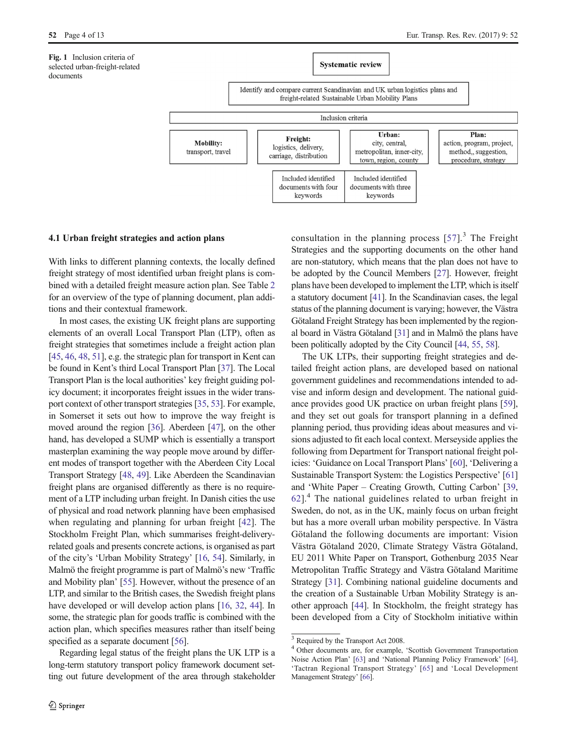**Fig. 1** Inclusion criteria of selected urban-freight-related documents

Systematic review

Identify and compare current Scandinavian and UK urban logistics plans and freight-related Sustainable Urban Mobility Plans

Inclusion criteria

| **Mobility:** transport, travel | **Freight:** logistics, delivery, carriage, distribution | **Urban:** city, central, metropolitan, inner-city, town, region, county | **Plan:** action, program, project, method,, suggestion, procedure, strategy |
|---|---|---|---|

| Included identified documents with four keywords | Included identified documents with three keywords |
|---|---|

### 4.1 Urban freight strategies and action plans

With links to different planning contexts, the locally defined freight strategy of most identified urban freight plans is combined with a detailed freight measure action plan. See Table 2 for an overview of the type of planning document, plan additions and their contextual framework.

In most cases, the existing UK freight plans are supporting elements of an overall Local Transport Plan (LTP), often as freight strategies that sometimes include a freight action plan [45, 46, 48, 51], e.g. the strategic plan for transport in Kent can be found in Kent's third Local Transport Plan [37]. The Local Transport Plan is the local authorities' key freight guiding policy document; it incorporates freight issues in the wider transport context of other transport strategies [35, 53]. For example, in Somerset it sets out how to improve the way freight is moved around the region [36]. Aberdeen [47], on the other hand, has developed a SUMP which is essentially a transport masterplan examining the way people move around by different modes of transport together with the Aberdeen City Local Transport Strategy [48, 49]. Like Aberdeen the Scandinavian freight plans are organised differently as there is no requirement of a LTP including urban freight. In Danish cities the use of physical and road network planning have been emphasised when regulating and planning for urban freight [42]. The Stockholm Freight Plan, which summarises freight-delivery-related goals and presents concrete actions, is organised as part of the city's 'Urban Mobility Strategy' [16, 54]. Similarly, in Malmö the freight programme is part of Malmö's new 'Traffic and Mobility plan' [55]. However, without the presence of an LTP, and similar to the British cases, the Swedish freight plans have developed or will develop action plans [16, 32, 44]. In some, the strategic plan for goods traffic is combined with the action plan, which specifies measures rather than itself being specified as a separate document [56].

Regarding legal status of the freight plans the UK LTP is a long-term statutory transport policy framework document setting out future development of the area through stakeholder consultation in the planning process [57].[3] The Freight Strategies and the supporting documents on the other hand are non-statutory, which means that the plan does not have to be adopted by the Council Members [27]. However, freight plans have been developed to implement the LTP, which is itself a statutory document [41]. In the Scandinavian cases, the legal status of the planning document is varying; however, the Västra Götaland Freight Strategy has been implemented by the regional board in Västra Götaland [31] and in Malmö the plans have been politically adopted by the City Council [44, 55, 58].

The UK LTPs, their supporting freight strategies and detailed freight action plans, are developed based on national government guidelines and recommendations intended to advise and inform design and development. The national guidance provides good UK practice on urban freight plans [59], and they set out goals for transport planning in a defined planning period, thus providing ideas about measures and visions adjusted to fit each local context. Merseyside applies the following from Department for Transport national freight policies: 'Guidance on Local Transport Plans' [60], 'Delivering a Sustainable Transport System: the Logistics Perspective' [61] and 'White Paper – Creating Growth, Cutting Carbon' [39, 62].[4] The national guidelines related to urban freight in Sweden, do not, as in the UK, mainly focus on urban freight but has a more overall urban mobility perspective. In Västra Götaland the following documents are important: Vision Västra Götaland 2020, Climate Strategy Västra Götaland, EU 2011 White Paper on Transport, Gothenburg 2035 Near Metropolitan Traffic Strategy and Västra Götaland Maritime Strategy [31]. Combining national guideline documents and the creation of a Sustainable Urban Mobility Strategy is another approach [44]. In Stockholm, the freight strategy has been developed from a City of Stockholm initiative within

[3] Required by the Transport Act 2008.

[4] Other documents are, for example, 'Scottish Government Transportation Noise Action Plan' [63] and 'National Planning Policy Framework' [64], 'Tactran Regional Transport Strategy' [65] and 'Local Development Management Strategy' [66].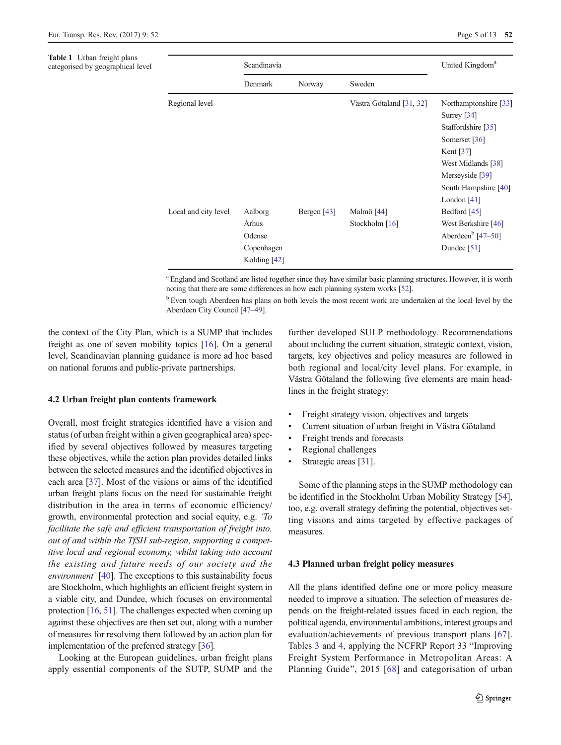**Table 1** Urban freight plans categorised by geographical level

| | Scandinavia | | | United Kingdom[a] |
|---|---|---|---|---|
| | Denmark | Norway | Sweden | |
| Regional level | | | Västra Götaland [31, 32] | Northamptonshire [33]<br>Surrey [34]<br>Staffordshire [35]<br>Somerset [36]<br>Kent [37]<br>West Midlands [38]<br>Merseyside [39]<br>South Hampshire [40]<br>London [41] |
| Local and city level | Aalborg<br>Århus<br>Odense<br>Copenhagen<br>Kolding [42] | Bergen [43] | Malmö [44]<br>Stockholm [16] | Bedford [45]<br>West Berkshire [46]<br>Aberdeen[b] [47–50]<br>Dundee [51] |

[a] England and Scotland are listed together since they have similar basic planning structures. However, it is worth noting that there are some differences in how each planning system works [52].

[b] Even tough Aberdeen has plans on both levels the most recent work are undertaken at the local level by the Aberdeen City Council [47–49].

the context of the City Plan, which is a SUMP that includes freight as one of seven mobility topics [16]. On a general level, Scandinavian planning guidance is more ad hoc based on national forums and public-private partnerships.

### 4.2 Urban freight plan contents framework

Overall, most freight strategies identified have a vision and status (of urban freight within a given geographical area) specified by several objectives followed by measures targeting these objectives, while the action plan provides detailed links between the selected measures and the identified objectives in each area [37]. Most of the visions or aims of the identified urban freight plans focus on the need for sustainable freight distribution in the area in terms of economic efficiency/growth, environmental protection and social equity, e.g. *'To facilitate the safe and efficient transportation of freight into, out of and within the TfSH sub-region, supporting a competitive local and regional economy, whilst taking into account the existing and future needs of our society and the environment'* [40]. The exceptions to this sustainability focus are Stockholm, which highlights an efficient freight system in a viable city, and Dundee, which focuses on environmental protection [16, 51]. The challenges expected when coming up against these objectives are then set out, along with a number of measures for resolving them followed by an action plan for implementation of the preferred strategy [36].

Looking at the European guidelines, urban freight plans apply essential components of the SUTP, SUMP and the further developed SULP methodology. Recommendations about including the current situation, strategic context, vision, targets, key objectives and policy measures are followed in both regional and local/city level plans. For example, in Västra Götaland the following five elements are main headlines in the freight strategy:

- Freight strategy vision, objectives and targets
- Current situation of urban freight in Västra Götaland
- Freight trends and forecasts
- Regional challenges
- Strategic areas [31].

Some of the planning steps in the SUMP methodology can be identified in the Stockholm Urban Mobility Strategy [54], too, e.g. overall strategy defining the potential, objectives setting visions and aims targeted by effective packages of measures.

### 4.3 Planned urban freight policy measures

All the plans identified define one or more policy measure needed to improve a situation. The selection of measures depends on the freight-related issues faced in each region, the political agenda, environmental ambitions, interest groups and evaluation/achievements of previous transport plans [67]. Tables 3 and 4, applying the NCFRP Report 33 "Improving Freight System Performance in Metropolitan Areas: A Planning Guide", 2015 [68] and categorisation of urban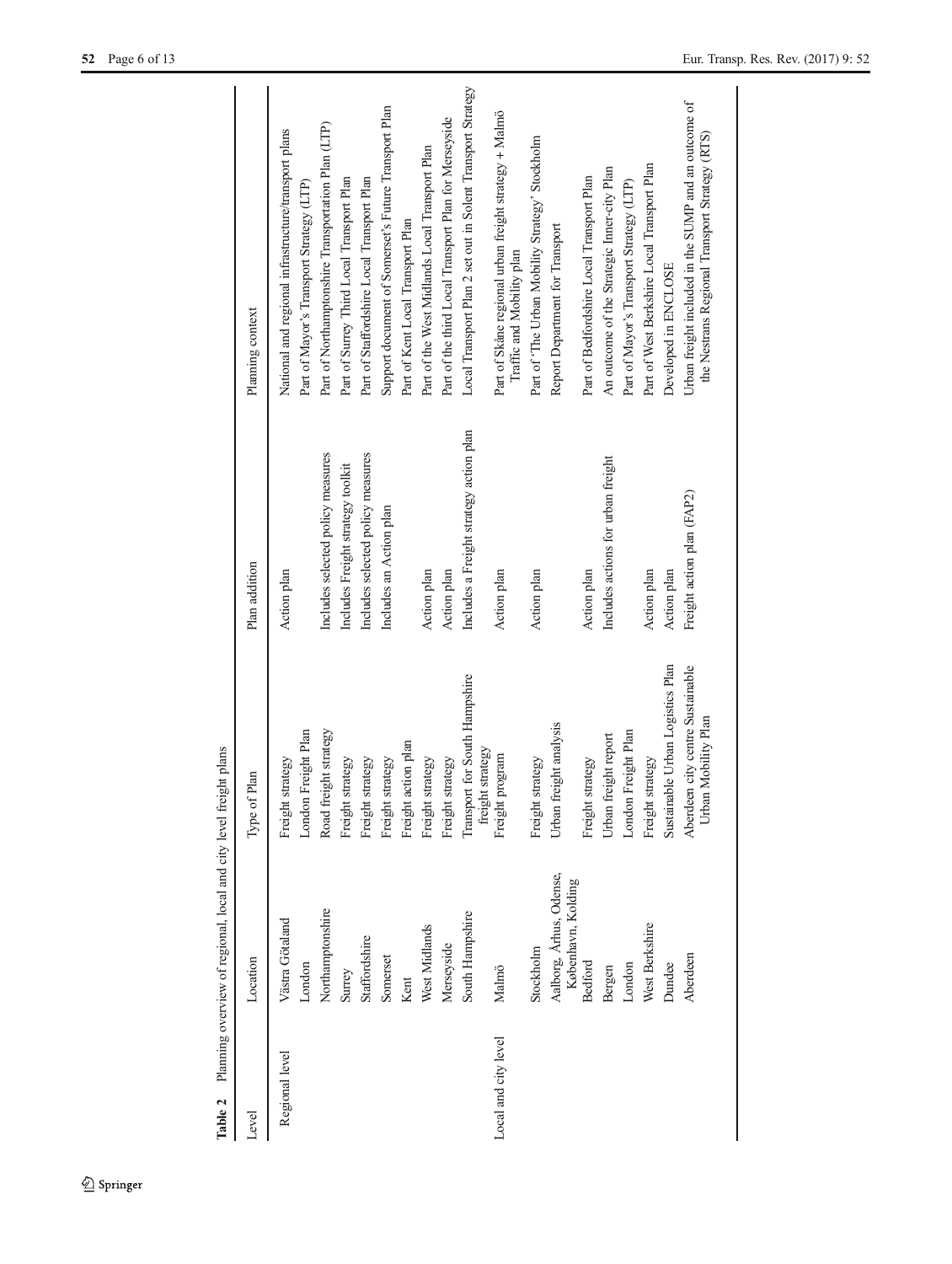**Table 2** Planning overview of regional, local and city level freight plans

| Level | Location | Type of Plan | Plan addition | Planning context |
|---|---|---|---|---|
| Regional level | Västra Götaland | Freight strategy | Action plan | National and regional infrastructure/transport plans |
| | London | London Freight Plan | | Part of Mayor's Transport Strategy (LTP) |
| | Northamptonshire | Road freight strategy | Includes selected policy measures | Part of Northamptonshire Transportation Plan (LTP) |
| | Surrey | Freight strategy | Includes Freight strategy toolkit | Part of Surrey Third Local Transport Plan |
| | Staffordshire | Freight strategy | Includes selected policy measures | Part of Staffordshire Local Transport Plan |
| | Somerset | Freight strategy | Includes an Action plan | Support document of Somerset's Future Transport Plan |
| | Kent | Freight action plan | | Part of Kent Local Transport Plan |
| | West Midlands | Freight strategy | Action plan | Part of the West Midlands Local Transport Plan |
| | Merseyside | Freight strategy | Action plan | Part of the third Local Transport Plan for Merseyside |
| | South Hampshire | Transport for South Hampshire freight strategy | Includes a Freight strategy action plan | Local Transport Plan 2 set out in Solent Transport Strategy |
| Local and city level | Malmö | Freight program | Action plan | Part of Skåne regional urban freight strategy + Malmö Traffic and Mobility plan |
| | Stockholm | Freight strategy | Action plan | Part of 'The Urban Mobility Strategy' Stockholm |
| | Aalborg, Århus, Odense, København, Kolding | Urban freight analysis | | Report Department for Transport |
| | Bedford | Freight strategy | Action plan | Part of Bedfordshire Local Transport Plan |
| | Bergen | Urban freight report | Includes actions for urban freight | An outcome of the Strategic Inner-city Plan |
| | London | London Freight Plan | | Part of Mayor's Transport Strategy (LTP) |
| | West Berkshire | Freight strategy | Action plan | Part of West Berkshire Local Transport Plan |
| | Dundee | Sustainable Urban Logistics Plan | Action plan | Developed in ENCLOSE |
| | Aberdeen | Aberdeen city centre Sustainable Urban Mobility Plan | Freight action plan (FAP2) | Urban freight included in the SUMP and an outcome of the Nestrans Regional Transport Strategy (RTS) |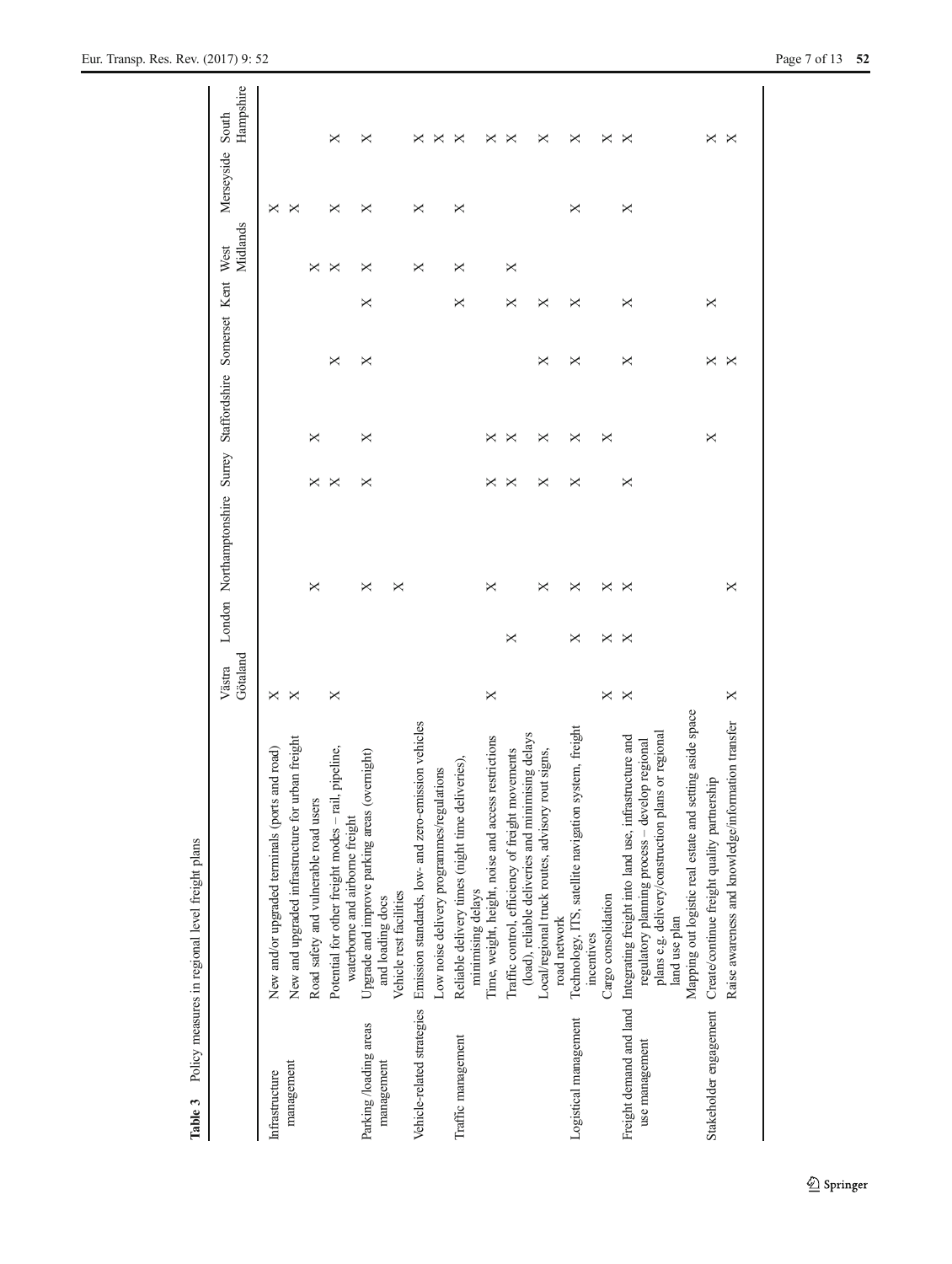**Table 3** Policy measures in regional level freight plans

| | | Västra Götaland | London | Northamptonshire | Surrey | Staffordshire | Somerset | Kent | West Midlands | Merseyside | South Hampshire |
|---|---|---|---|---|---|---|---|---|---|---|---|
| Infrastructure management | New and/or upgraded terminals (ports and road) | × | | | | | | | | × | |
| | New and upgraded infrastructure for urban freight | × | | | | | | | | × | |
| | Road safety and vulnerable road users | | | × | × | × | | | × | | |
| | Potential for other freight modes – rail, pipeline, waterborne and airborne freight | × | | | × | | × | | × | × | × |
| Parking /loading areas management | Upgrade and improve parking areas (overnight) and loading docs | | | × | × | × | × | × | × | × | × |
| | Vehicle rest facilities | | | × | | | | | | | |
| Vehicle-related strategies | Emission standards, low- and zero-emission vehicles | | | | | | | | × | × | × |
| | Low noise delivery programmes/regulations | | | | | | | | | | × |
| Traffic management | Reliable delivery times (night time deliveries), minimising delays | | | | | | | × | × | × | × |
| | Time, weight, height, noise and access restrictions | × | | × | × | × | | | | | × |
| | Traffic control, efficiency of freight movements (load), reliable deliveries and minimising delays | | × | | × | × | | × | × | | × |
| | Local/regional truck routes, advisory rout signs, road network | | | × | × | × | × | × | | | × |
| Logistical management | Technology, ITS, satellite navigation system, freight incentives | | × | × | × | × | × | × | | × | × |
| | Cargo consolidation | × | × | × | | × | | | | | × |
| Freight demand and land use management | Integrating freight into land use, infrastructure and regulatory planning process – develop regional plans e.g. delivery/construction plans or regional land use plan | × | × | × | × | | × | × | | × | × |
| | Mapping out logistic real estate and setting aside space | | | | | | | | | | |
| Stakeholder engagement | Create/continue freight quality partnership | | | | | × | × | × | | | × |
| | Raise awareness and knowledge/information transfer | × | | × | | | × | | | | × |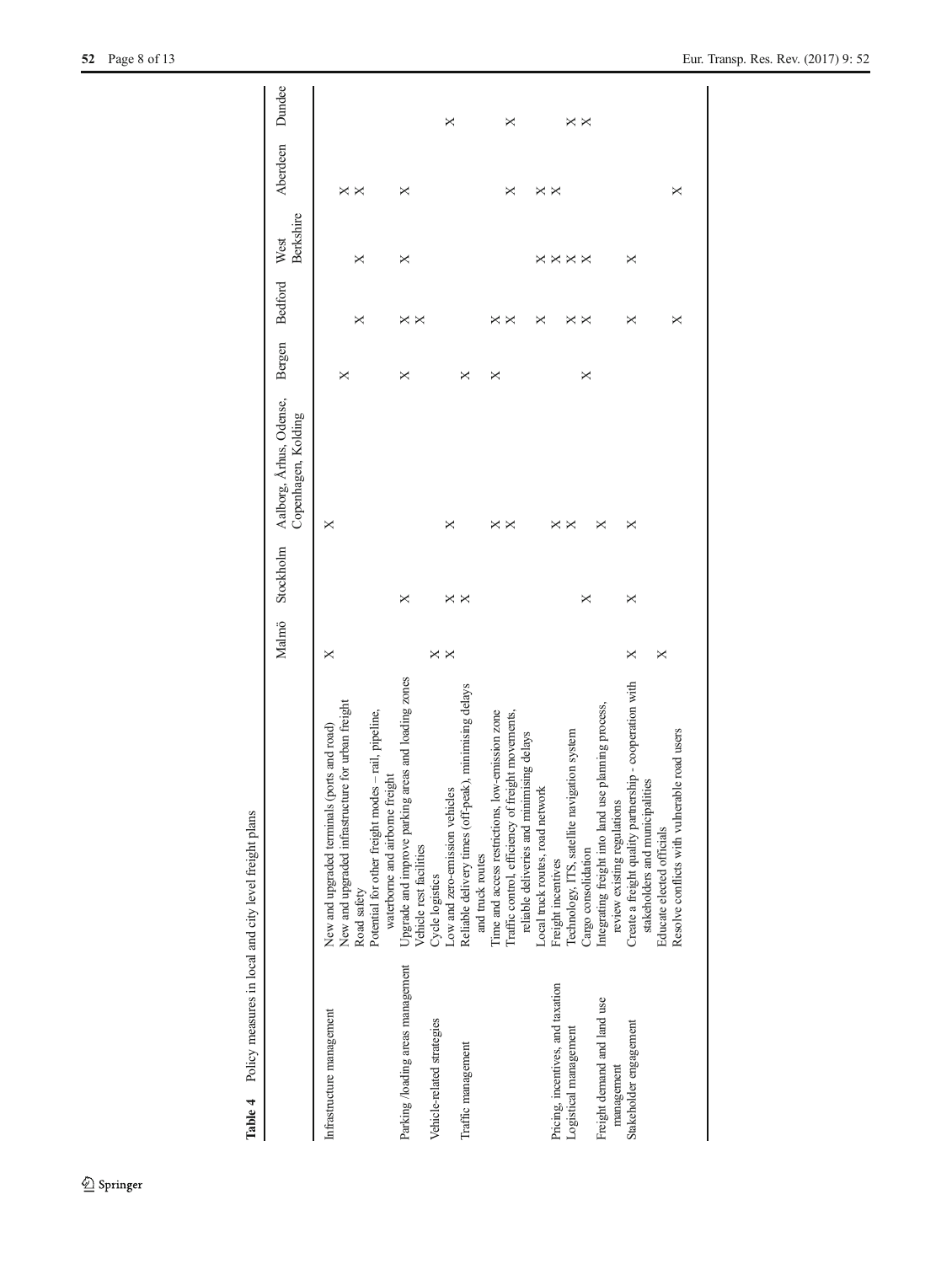**Table 4** Policy measures in local and city level freight plans

| | | Malmö | Stockholm | Aalborg, Århus, Odense, Copenhagen, Kolding | Bergen | Bedford | West Berkshire | Aberdeen | Dundee |
|---|---|---|---|---|---|---|---|---|---|
| Infrastructure management | New and upgraded terminals (ports and road) | X | | X | | | | | |
| | New and upgraded infrastructure for urban freight | | | | X | | | X | |
| | Road safety | | | | | X | X | X | |
| | Potential for other freight modes – rail, pipeline, waterborne and airborne freight | | | | | | | | |
| Parking /loading areas management | Upgrade and improve parking areas and loading zones | | X | | X | X | X | X | |
| | Vehicle rest facilities | | | | | X | | | |
| Vehicle-related strategies | Cycle logistics | X | | | | | | | |
| | Low and zero-emission vehicles | X | X | | | | | | |
| Traffic management | Reliable delivery times (off-peak), minimising delays and truck routes | | X | X | X | | | | X |
| | Time and access restrictions, low-emission zone | | | X | X | X | | | |
| | Traffic control, efficiency of freight movements, reliable deliveries and minimising delays | | | X | | X | | X | X |
| | Local truck routes, road network | | | | | X | X | X | |
| Pricing, incentives, and taxation | Freight incentives | | | X | | | X | X | |
| Logistical management | Technology, ITS, satellite navigation system | | | X | | X | X | | X |
| | Cargo consolidation | | X | | X | X | X | | X |
| Freight demand and land use management | Integrating freight into land use planning process, review existing regulations | | | X | | | | | |
| Stakeholder engagement | Create a freight quality partnership - cooperation with stakeholders and municipalities | X | X | X | | X | X | | |
| | Educate elected officials | X | | | | | | | |
| | Resolve conflicts with vulnerable road users | | | | | X | | X | |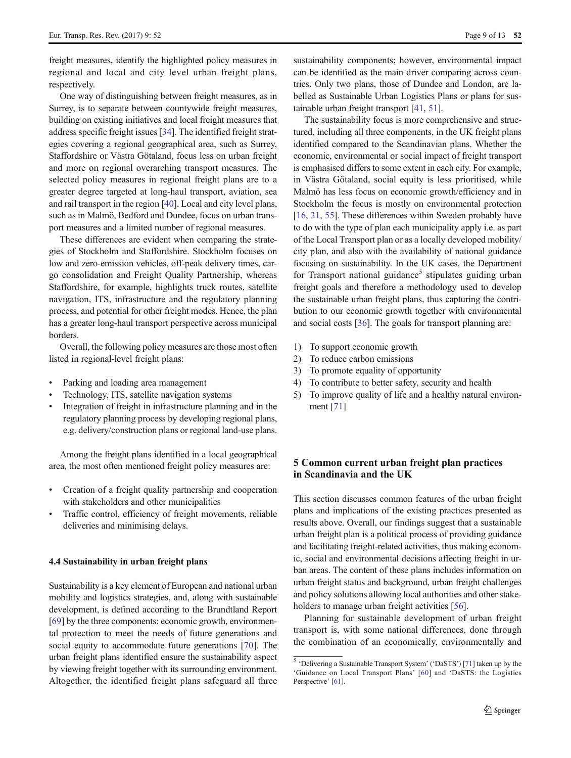freight measures, identify the highlighted policy measures in regional and local and city level urban freight plans, respectively.

One way of distinguishing between freight measures, as in Surrey, is to separate between countywide freight measures, building on existing initiatives and local freight measures that address specific freight issues [34]. The identified freight strategies covering a regional geographical area, such as Surrey, Staffordshire or Västra Götaland, focus less on urban freight and more on regional overarching transport measures. The selected policy measures in regional freight plans are to a greater degree targeted at long-haul transport, aviation, sea and rail transport in the region [40]. Local and city level plans, such as in Malmö, Bedford and Dundee, focus on urban transport measures and a limited number of regional measures.

These differences are evident when comparing the strategies of Stockholm and Staffordshire. Stockholm focuses on low and zero-emission vehicles, off-peak delivery times, cargo consolidation and Freight Quality Partnership, whereas Staffordshire, for example, highlights truck routes, satellite navigation, ITS, infrastructure and the regulatory planning process, and potential for other freight modes. Hence, the plan has a greater long-haul transport perspective across municipal borders.

Overall, the following policy measures are those most often listed in regional-level freight plans:

- Parking and loading area management
- Technology, ITS, satellite navigation systems
- Integration of freight in infrastructure planning and in the regulatory planning process by developing regional plans, e.g. delivery/construction plans or regional land-use plans.

Among the freight plans identified in a local geographical area, the most often mentioned freight policy measures are:

- Creation of a freight quality partnership and cooperation with stakeholders and other municipalities
- Traffic control, efficiency of freight movements, reliable deliveries and minimising delays.

### 4.4 Sustainability in urban freight plans

Sustainability is a key element of European and national urban mobility and logistics strategies, and, along with sustainable development, is defined according to the Brundtland Report [69] by the three components: economic growth, environmental protection to meet the needs of future generations and social equity to accommodate future generations [70]. The urban freight plans identified ensure the sustainability aspect by viewing freight together with its surrounding environment. Altogether, the identified freight plans safeguard all three sustainability components; however, environmental impact can be identified as the main driver comparing across countries. Only two plans, those of Dundee and London, are labelled as Sustainable Urban Logistics Plans or plans for sustainable urban freight transport [41, 51].

The sustainability focus is more comprehensive and structured, including all three components, in the UK freight plans identified compared to the Scandinavian plans. Whether the economic, environmental or social impact of freight transport is emphasised differs to some extent in each city. For example, in Västra Götaland, social equity is less prioritised, while Malmö has less focus on economic growth/efficiency and in Stockholm the focus is mostly on environmental protection [16, 31, 55]. These differences within Sweden probably have to do with the type of plan each municipality apply i.e. as part of the Local Transport plan or as a locally developed mobility/city plan, and also with the availability of national guidance focusing on sustainability. In the UK cases, the Department for Transport national guidance[5] stipulates guiding urban freight goals and therefore a methodology used to develop the sustainable urban freight plans, thus capturing the contribution to our economic growth together with environmental and social costs [36]. The goals for transport planning are:

1) To support economic growth
2) To reduce carbon emissions
3) To promote equality of opportunity
4) To contribute to better safety, security and health
5) To improve quality of life and a healthy natural environment [71]

## 5 Common current urban freight plan practices in Scandinavia and the UK

This section discusses common features of the urban freight plans and implications of the existing practices presented as results above. Overall, our findings suggest that a sustainable urban freight plan is a political process of providing guidance and facilitating freight-related activities, thus making economic, social and environmental decisions affecting freight in urban areas. The content of these plans includes information on urban freight status and background, urban freight challenges and policy solutions allowing local authorities and other stakeholders to manage urban freight activities [56].

Planning for sustainable development of urban freight transport is, with some national differences, done through the combination of an economically, environmentally and

[5] 'Delivering a Sustainable Transport System' ('DaSTS') [71] taken up by the 'Guidance on Local Transport Plans' [60] and 'DaSTS: the Logistics Perspective' [61].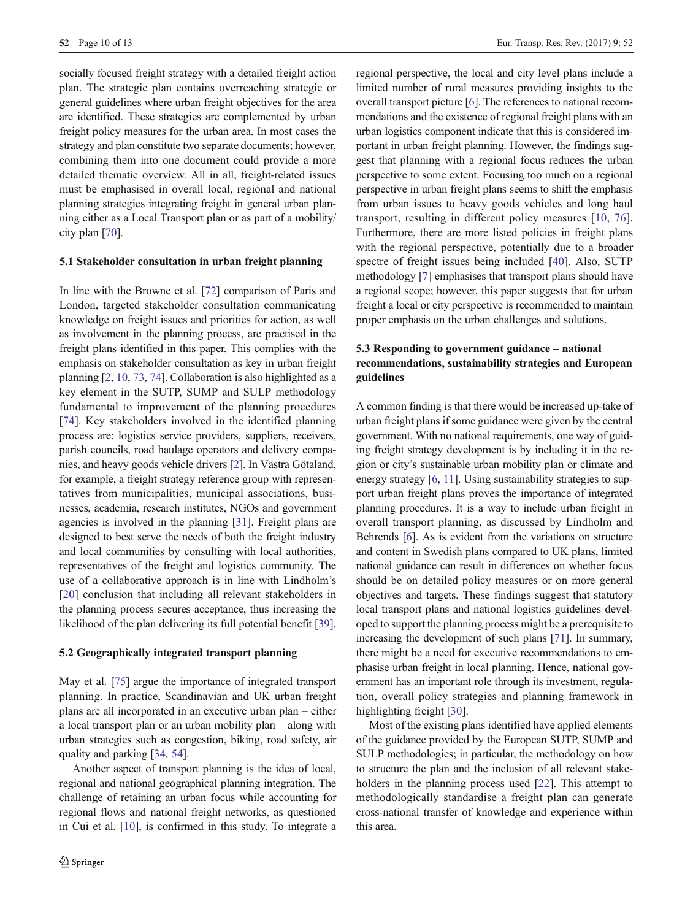socially focused freight strategy with a detailed freight action plan. The strategic plan contains overreaching strategic or general guidelines where urban freight objectives for the area are identified. These strategies are complemented by urban freight policy measures for the urban area. In most cases the strategy and plan constitute two separate documents; however, combining them into one document could provide a more detailed thematic overview. All in all, freight-related issues must be emphasised in overall local, regional and national planning strategies integrating freight in general urban planning either as a Local Transport plan or as part of a mobility/city plan [70].

### 5.1 Stakeholder consultation in urban freight planning

In line with the Browne et al. [72] comparison of Paris and London, targeted stakeholder consultation communicating knowledge on freight issues and priorities for action, as well as involvement in the planning process, are practised in the freight plans identified in this paper. This complies with the emphasis on stakeholder consultation as key in urban freight planning [2, 10, 73, 74]. Collaboration is also highlighted as a key element in the SUTP, SUMP and SULP methodology fundamental to improvement of the planning procedures [74]. Key stakeholders involved in the identified planning process are: logistics service providers, suppliers, receivers, parish councils, road haulage operators and delivery companies, and heavy goods vehicle drivers [2]. In Västra Götaland, for example, a freight strategy reference group with representatives from municipalities, municipal associations, businesses, academia, research institutes, NGOs and government agencies is involved in the planning [31]. Freight plans are designed to best serve the needs of both the freight industry and local communities by consulting with local authorities, representatives of the freight and logistics community. The use of a collaborative approach is in line with Lindholm's [20] conclusion that including all relevant stakeholders in the planning process secures acceptance, thus increasing the likelihood of the plan delivering its full potential benefit [39].

### 5.2 Geographically integrated transport planning

May et al. [75] argue the importance of integrated transport planning. In practice, Scandinavian and UK urban freight plans are all incorporated in an executive urban plan – either a local transport plan or an urban mobility plan – along with urban strategies such as congestion, biking, road safety, air quality and parking [34, 54].

Another aspect of transport planning is the idea of local, regional and national geographical planning integration. The challenge of retaining an urban focus while accounting for regional flows and national freight networks, as questioned in Cui et al. [10], is confirmed in this study. To integrate a regional perspective, the local and city level plans include a limited number of rural measures providing insights to the overall transport picture [6]. The references to national recommendations and the existence of regional freight plans with an urban logistics component indicate that this is considered important in urban freight planning. However, the findings suggest that planning with a regional focus reduces the urban perspective to some extent. Focusing too much on a regional perspective in urban freight plans seems to shift the emphasis from urban issues to heavy goods vehicles and long haul transport, resulting in different policy measures [10, 76]. Furthermore, there are more listed policies in freight plans with the regional perspective, potentially due to a broader spectre of freight issues being included [40]. Also, SUTP methodology [7] emphasises that transport plans should have a regional scope; however, this paper suggests that for urban freight a local or city perspective is recommended to maintain proper emphasis on the urban challenges and solutions.

### 5.3 Responding to government guidance – national recommendations, sustainability strategies and European guidelines

A common finding is that there would be increased up-take of urban freight plans if some guidance were given by the central government. With no national requirements, one way of guiding freight strategy development is by including it in the region or city's sustainable urban mobility plan or climate and energy strategy [6, 11]. Using sustainability strategies to support urban freight plans proves the importance of integrated planning procedures. It is a way to include urban freight in overall transport planning, as discussed by Lindholm and Behrends [6]. As is evident from the variations on structure and content in Swedish plans compared to UK plans, limited national guidance can result in differences on whether focus should be on detailed policy measures or on more general objectives and targets. These findings suggest that statutory local transport plans and national logistics guidelines developed to support the planning process might be a prerequisite to increasing the development of such plans [71]. In summary, there might be a need for executive recommendations to emphasise urban freight in local planning. Hence, national government has an important role through its investment, regulation, overall policy strategies and planning framework in highlighting freight [30].

Most of the existing plans identified have applied elements of the guidance provided by the European SUTP, SUMP and SULP methodologies; in particular, the methodology on how to structure the plan and the inclusion of all relevant stakeholders in the planning process used [22]. This attempt to methodologically standardise a freight plan can generate cross-national transfer of knowledge and experience within this area.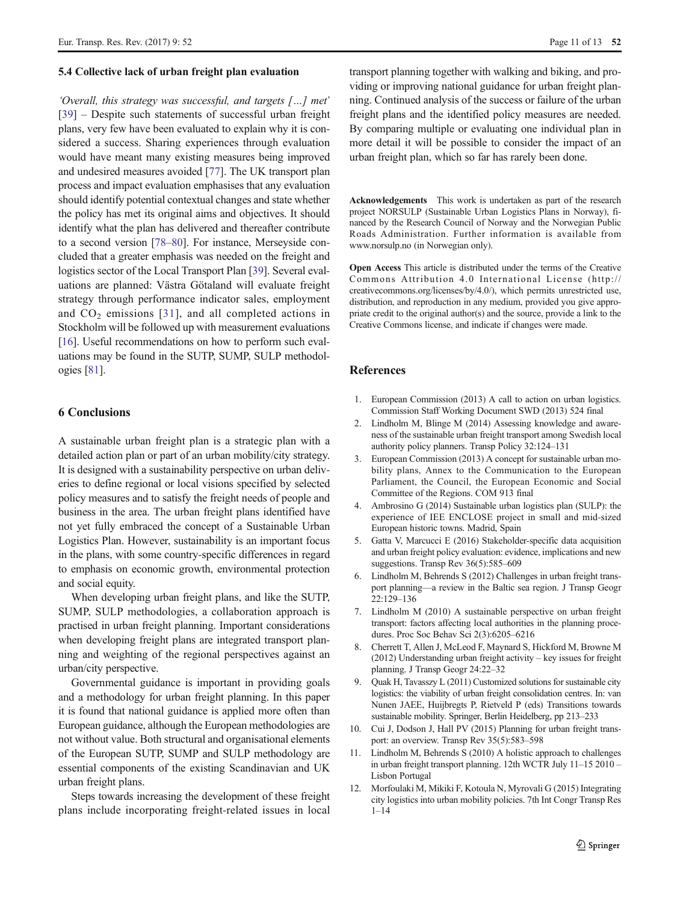### 5.4 Collective lack of urban freight plan evaluation

*'Overall, this strategy was successful, and targets […] met'* [39] – Despite such statements of successful urban freight plans, very few have been evaluated to explain why it is considered a success. Sharing experiences through evaluation would have meant many existing measures being improved and undesired measures avoided [77]. The UK transport plan process and impact evaluation emphasises that any evaluation should identify potential contextual changes and state whether the policy has met its original aims and objectives. It should identify what the plan has delivered and thereafter contribute to a second version [78–80]. For instance, Merseyside concluded that a greater emphasis was needed on the freight and logistics sector of the Local Transport Plan [39]. Several evaluations are planned: Västra Götaland will evaluate freight strategy through performance indicator sales, employment and $CO_2$ emissions [31], and all completed actions in Stockholm will be followed up with measurement evaluations [16]. Useful recommendations on how to perform such evaluations may be found in the SUTP, SUMP, SULP methodologies [81].

## 6 Conclusions

A sustainable urban freight plan is a strategic plan with a detailed action plan or part of an urban mobility/city strategy. It is designed with a sustainability perspective on urban deliveries to define regional or local visions specified by selected policy measures and to satisfy the freight needs of people and business in the area. The urban freight plans identified have not yet fully embraced the concept of a Sustainable Urban Logistics Plan. However, sustainability is an important focus in the plans, with some country-specific differences in regard to emphasis on economic growth, environmental protection and social equity.

When developing urban freight plans, and like the SUTP, SUMP, SULP methodologies, a collaboration approach is practised in urban freight planning. Important considerations when developing freight plans are integrated transport planning and weighting of the regional perspectives against an urban/city perspective.

Governmental guidance is important in providing goals and a methodology for urban freight planning. In this paper it is found that national guidance is applied more often than European guidance, although the European methodologies are not without value. Both structural and organisational elements of the European SUTP, SUMP and SULP methodology are essential components of the existing Scandinavian and UK urban freight plans.

Steps towards increasing the development of these freight plans include incorporating freight-related issues in local transport planning together with walking and biking, and providing or improving national guidance for urban freight planning. Continued analysis of the success or failure of the urban freight plans and the identified policy measures are needed. By comparing multiple or evaluating one individual plan in more detail it will be possible to consider the impact of an urban freight plan, which so far has rarely been done.

**Acknowledgements** This work is undertaken as part of the research project NORSULP (Sustainable Urban Logistics Plans in Norway), financed by the Research Council of Norway and the Norwegian Public Roads Administration. Further information is available from www.norsulp.no (in Norwegian only).

**Open Access** This article is distributed under the terms of the Creative Commons Attribution 4.0 International License (http://creativecommons.org/licenses/by/4.0/), which permits unrestricted use, distribution, and reproduction in any medium, provided you give appropriate credit to the original author(s) and the source, provide a link to the Creative Commons license, and indicate if changes were made.

## References

1. European Commission (2013) A call to action on urban logistics. Commission Staff Working Document SWD (2013) 524 final
2. Lindholm M, Blinge M (2014) Assessing knowledge and awareness of the sustainable urban freight transport among Swedish local authority policy planners. Transp Policy 32:124–131
3. European Commission (2013) A concept for sustainable urban mobility plans, Annex to the Communication to the European Parliament, the Council, the European Economic and Social Committee of the Regions. COM 913 final
4. Ambrosino G (2014) Sustainable urban logistics plan (SULP): the experience of IEE ENCLOSE project in small and mid-sized European historic towns. Madrid, Spain
5. Gatta V, Marcucci E (2016) Stakeholder-specific data acquisition and urban freight policy evaluation: evidence, implications and new suggestions. Transp Rev 36(5):585–609
6. Lindholm M, Behrends S (2012) Challenges in urban freight transport planning—a review in the Baltic sea region. J Transp Geogr 22:129–136
7. Lindholm M (2010) A sustainable perspective on urban freight transport: factors affecting local authorities in the planning procedures. Proc Soc Behav Sci 2(3):6205–6216
8. Cherrett T, Allen J, McLeod F, Maynard S, Hickford M, Browne M (2012) Understanding urban freight activity – key issues for freight planning. J Transp Geogr 24:22–32
9. Quak H, Tavasszy L (2011) Customized solutions for sustainable city logistics: the viability of urban freight consolidation centres. In: van Nunen JAEE, Huijbregts P, Rietveld P (eds) Transitions towards sustainable mobility. Springer, Berlin Heidelberg, pp 213–233
10. Cui J, Dodson J, Hall PV (2015) Planning for urban freight transport: an overview. Transp Rev 35(5):583–598
11. Lindholm M, Behrends S (2010) A holistic approach to challenges in urban freight transport planning. 12th WCTR July 11–15 2010 – Lisbon Portugal
12. Morfoulaki M, Mikiki F, Kotoula N, Myrovali G (2015) Integrating city logistics into urban mobility policies. 7th Int Congr Transp Res 1–14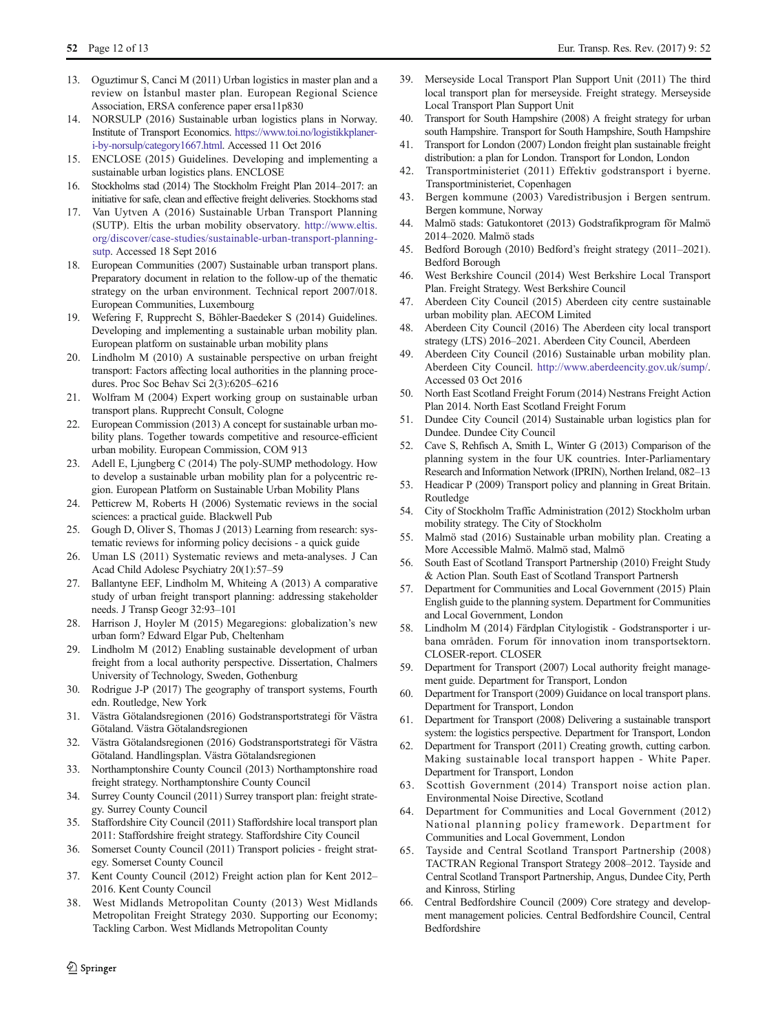13. Oguztimur S, Canci M (2011) Urban logistics in master plan and a review on İstanbul master plan. European Regional Science Association, ERSA conference paper ersa11p830
14. NORSULP (2016) Sustainable urban logistics plans in Norway. Institute of Transport Economics. https://www.toi.no/logistikkplaner-i-by-norsulp/category1667.html. Accessed 11 Oct 2016
15. ENCLOSE (2015) Guidelines. Developing and implementing a sustainable urban logistics plans. ENCLOSE
16. Stockholms stad (2014) The Stockholm Freight Plan 2014–2017: an initiative for safe, clean and effective freight deliveries. Stockhoms stad
17. Van Uytven A (2016) Sustainable Urban Transport Planning (SUTP). Eltis the urban mobility observatory. http://www.eltis.org/discover/case-studies/sustainable-urban-transport-planning-sutp. Accessed 18 Sept 2016
18. European Communities (2007) Sustainable urban transport plans. Preparatory document in relation to the follow-up of the thematic strategy on the urban environment. Technical report 2007/018. European Communities, Luxembourg
19. Wefering F, Rupprecht S, Böhler-Baedeker S (2014) Guidelines. Developing and implementing a sustainable urban mobility plan. European platform on sustainable urban mobility plans
20. Lindholm M (2010) A sustainable perspective on urban freight transport: Factors affecting local authorities in the planning procedures. Proc Soc Behav Sci 2(3):6205–6216
21. Wolfram M (2004) Expert working group on sustainable urban transport plans. Rupprecht Consult, Cologne
22. European Commission (2013) A concept for sustainable urban mobility plans. Together towards competitive and resource-efficient urban mobility. European Commission, COM 913
23. Adell E, Ljungberg C (2014) The poly-SUMP methodology. How to develop a sustainable urban mobility plan for a polycentric region. European Platform on Sustainable Urban Mobility Plans
24. Petticrew M, Roberts H (2006) Systematic reviews in the social sciences: a practical guide. Blackwell Pub
25. Gough D, Oliver S, Thomas J (2013) Learning from research: systematic reviews for informing policy decisions - a quick guide
26. Uman LS (2011) Systematic reviews and meta-analyses. J Can Acad Child Adolesc Psychiatry 20(1):57–59
27. Ballantyne EEF, Lindholm M, Whiteing A (2013) A comparative study of urban freight transport planning: addressing stakeholder needs. J Transp Geogr 32:93–101
28. Harrison J, Hoyler M (2015) Megaregions: globalization's new urban form? Edward Elgar Pub, Cheltenham
29. Lindholm M (2012) Enabling sustainable development of urban freight from a local authority perspective. Dissertation, Chalmers University of Technology, Sweden, Gothenburg
30. Rodrigue J-P (2017) The geography of transport systems, Fourth edn. Routledge, New York
31. Västra Götalandsregionen (2016) Godstransportstrategi för Västra Götaland. Västra Götalandsregionen
32. Västra Götalandsregionen (2016) Godstransportstrategi för Västra Götaland. Handlingsplan. Västra Götalandsregionen
33. Northamptonshire County Council (2013) Northamptonshire road freight strategy. Northamptonshire County Council
34. Surrey County Council (2011) Surrey transport plan: freight strategy. Surrey County Council
35. Staffordshire City Council (2011) Staffordshire local transport plan 2011: Staffordshire freight strategy. Staffordshire City Council
36. Somerset County Council (2011) Transport policies - freight strategy. Somerset County Council
37. Kent County Council (2012) Freight action plan for Kent 2012–2016. Kent County Council
38. West Midlands Metropolitan County (2013) West Midlands Metropolitan Freight Strategy 2030. Supporting our Economy; Tackling Carbon. West Midlands Metropolitan County
39. Merseyside Local Transport Plan Support Unit (2011) The third local transport plan for merseyside. Freight strategy. Merseyside Local Transport Plan Support Unit
40. Transport for South Hampshire (2008) A freight strategy for urban south Hampshire. Transport for South Hampshire, South Hampshire
41. Transport for London (2007) London freight plan sustainable freight distribution: a plan for London. Transport for London, London
42. Transportministeriet (2011) Effektiv godstransport i byerne. Transportministeriet, Copenhagen
43. Bergen kommune (2003) Varedistribusjon i Bergen sentrum. Bergen kommune, Norway
44. Malmö stads: Gatukontoret (2013) Godstrafikprogram för Malmö 2014–2020. Malmö stads
45. Bedford Borough (2010) Bedford's freight strategy (2011–2021). Bedford Borough
46. West Berkshire Council (2014) West Berkshire Local Transport Plan. Freight Strategy. West Berkshire Council
47. Aberdeen City Council (2015) Aberdeen city centre sustainable urban mobility plan. AECOM Limited
48. Aberdeen City Council (2016) The Aberdeen city local transport strategy (LTS) 2016–2021. Aberdeen City Council, Aberdeen
49. Aberdeen City Council (2016) Sustainable urban mobility plan. Aberdeen City Council. http://www.aberdeencity.gov.uk/sump/. Accessed 03 Oct 2016
50. North East Scotland Freight Forum (2014) Nestrans Freight Action Plan 2014. North East Scotland Freight Forum
51. Dundee City Council (2014) Sustainable urban logistics plan for Dundee. Dundee City Council
52. Cave S, Rehfisch A, Smith L, Winter G (2013) Comparison of the planning system in the four UK countries. Inter-Parliamentary Research and Information Network (IPRIN), Northen Ireland, 082–13
53. Headicar P (2009) Transport policy and planning in Great Britain. Routledge
54. City of Stockholm Traffic Administration (2012) Stockholm urban mobility strategy. The City of Stockholm
55. Malmö stad (2016) Sustainable urban mobility plan. Creating a More Accessible Malmö. Malmö stad, Malmö
56. South East of Scotland Transport Partnership (2010) Freight Study & Action Plan. South East of Scotland Transport Partnersh
57. Department for Communities and Local Government (2015) Plain English guide to the planning system. Department for Communities and Local Government, London
58. Lindholm M (2014) Färdplan Citylogistik - Godstransporter i urbana områden. Forum för innovation inom transportsektorn. CLOSER-report. CLOSER
59. Department for Transport (2007) Local authority freight management guide. Department for Transport, London
60. Department for Transport (2009) Guidance on local transport plans. Department for Transport, London
61. Department for Transport (2008) Delivering a sustainable transport system: the logistics perspective. Department for Transport, London
62. Department for Transport (2011) Creating growth, cutting carbon. Making sustainable local transport happen - White Paper. Department for Transport, London
63. Scottish Government (2014) Transport noise action plan. Environmental Noise Directive, Scotland
64. Department for Communities and Local Government (2012) National planning policy framework. Department for Communities and Local Government, London
65. Tayside and Central Scotland Transport Partnership (2008) TACTRAN Regional Transport Strategy 2008–2012. Tayside and Central Scotland Transport Partnership, Angus, Dundee City, Perth and Kinross, Stirling
66. Central Bedfordshire Council (2009) Core strategy and development management policies. Central Bedfordshire Council, Central Bedfordshire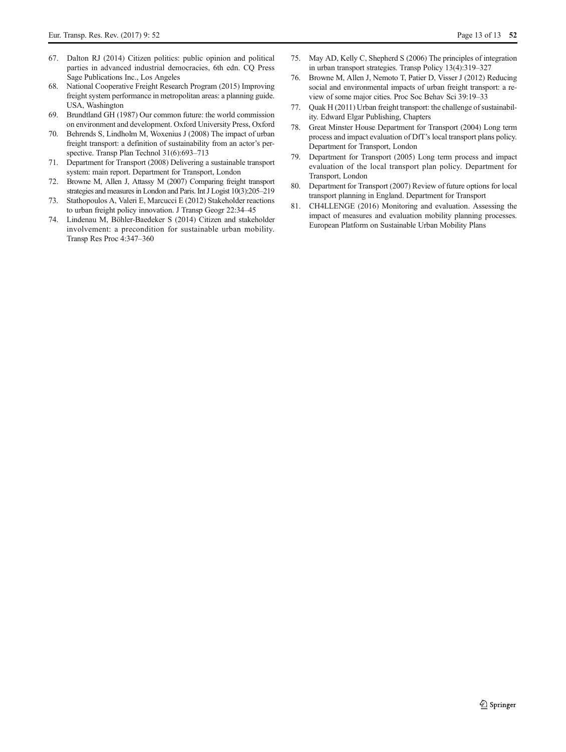67. Dalton RJ (2014) Citizen politics: public opinion and political parties in advanced industrial democracies, 6th edn. CQ Press Sage Publications Inc., Los Angeles
68. National Cooperative Freight Research Program (2015) Improving freight system performance in metropolitan areas: a planning guide. USA, Washington
69. Brundtland GH (1987) Our common future: the world commission on environment and development. Oxford University Press, Oxford
70. Behrends S, Lindholm M, Woxenius J (2008) The impact of urban freight transport: a definition of sustainability from an actor's perspective. Transp Plan Technol 31(6):693–713
71. Department for Transport (2008) Delivering a sustainable transport system: main report. Department for Transport, London
72. Browne M, Allen J, Attassy M (2007) Comparing freight transport strategies and measures in London and Paris. Int J Logist 10(3):205–219
73. Stathopoulos A, Valeri E, Marcucci E (2012) Stakeholder reactions to urban freight policy innovation. J Transp Geogr 22:34–45
74. Lindenau M, Böhler-Baedeker S (2014) Citizen and stakeholder involvement: a precondition for sustainable urban mobility. Transp Res Proc 4:347–360
75. May AD, Kelly C, Shepherd S (2006) The principles of integration in urban transport strategies. Transp Policy 13(4):319–327
76. Browne M, Allen J, Nemoto T, Patier D, Visser J (2012) Reducing social and environmental impacts of urban freight transport: a review of some major cities. Proc Soc Behav Sci 39:19–33
77. Quak H (2011) Urban freight transport: the challenge of sustainability. Edward Elgar Publishing, Chapters
78. Great Minster House Department for Transport (2004) Long term process and impact evaluation of DfT's local transport plans policy. Department for Transport, London
79. Department for Transport (2005) Long term process and impact evaluation of the local transport plan policy. Department for Transport, London
80. Department for Transport (2007) Review of future options for local transport planning in England. Department for Transport
81. CH4LLENGE (2016) Monitoring and evaluation. Assessing the impact of measures and evaluation mobility planning processes. European Platform on Sustainable Urban Mobility Plans